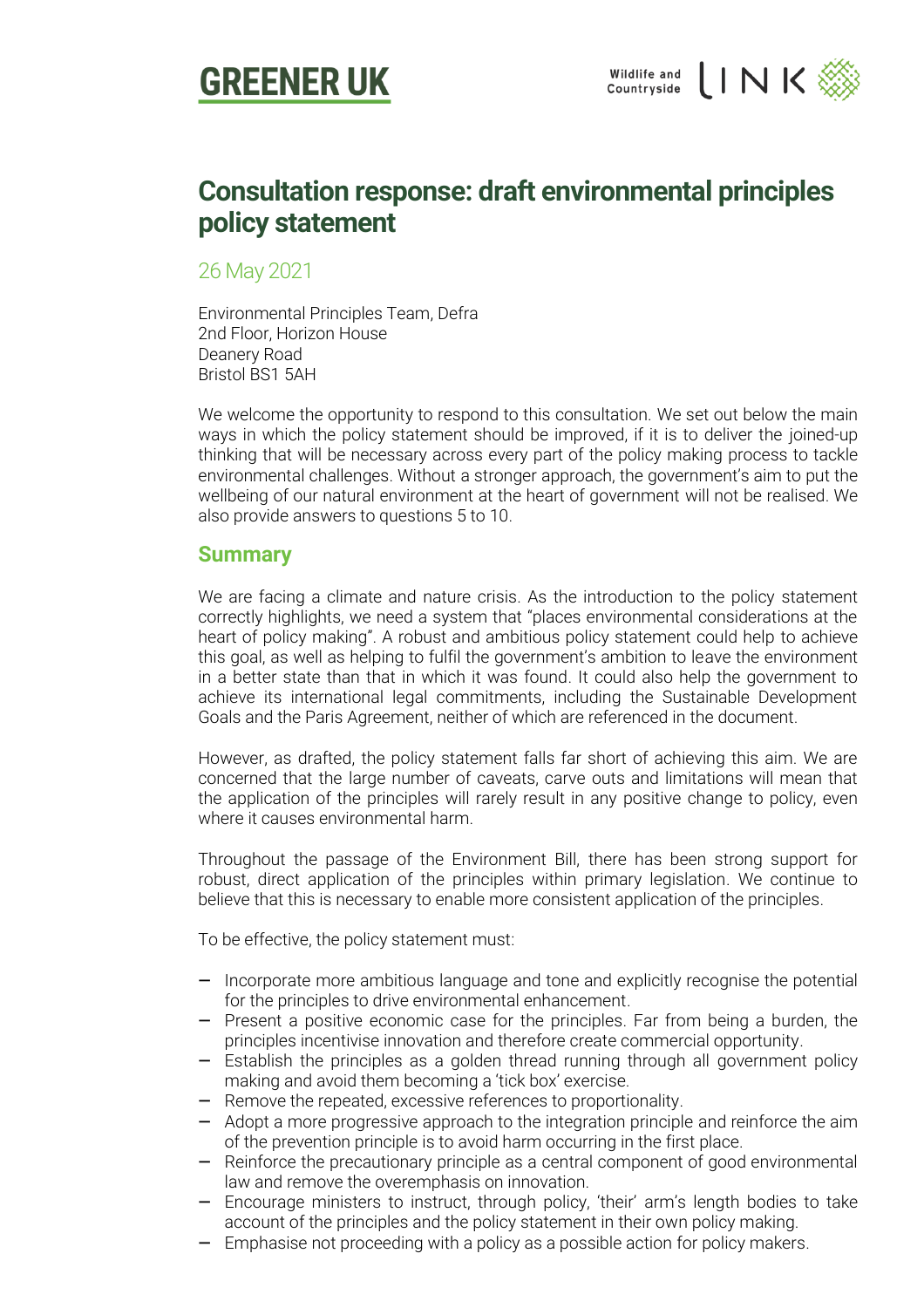GREENER UK

Wildlife and Countryside LINK

# Consultation response: draft environmental principles policy statement

26 May 2021

Environmental Principles Team, Defra
2nd Floor, Horizon House
Deanery Road
Bristol BS1 5AH

We welcome the opportunity to respond to this consultation. We set out below the main ways in which the policy statement should be improved, if it is to deliver the joined-up thinking that will be necessary across every part of the policy making process to tackle environmental challenges. Without a stronger approach, the government's aim to put the wellbeing of our natural environment at the heart of government will not be realised. We also provide answers to questions 5 to 10.

## Summary

We are facing a climate and nature crisis. As the introduction to the policy statement correctly highlights, we need a system that "places environmental considerations at the heart of policy making". A robust and ambitious policy statement could help to achieve this goal, as well as helping to fulfil the government's ambition to leave the environment in a better state than that in which it was found. It could also help the government to achieve its international legal commitments, including the Sustainable Development Goals and the Paris Agreement, neither of which are referenced in the document.

However, as drafted, the policy statement falls far short of achieving this aim. We are concerned that the large number of caveats, carve outs and limitations will mean that the application of the principles will rarely result in any positive change to policy, even where it causes environmental harm.

Throughout the passage of the Environment Bill, there has been strong support for robust, direct application of the principles within primary legislation. We continue to believe that this is necessary to enable more consistent application of the principles.

To be effective, the policy statement must:

- Incorporate more ambitious language and tone and explicitly recognise the potential for the principles to drive environmental enhancement.
- Present a positive economic case for the principles. Far from being a burden, the principles incentivise innovation and therefore create commercial opportunity.
- Establish the principles as a golden thread running through all government policy making and avoid them becoming a 'tick box' exercise.
- Remove the repeated, excessive references to proportionality.
- Adopt a more progressive approach to the integration principle and reinforce the aim of the prevention principle is to avoid harm occurring in the first place.
- Reinforce the precautionary principle as a central component of good environmental law and remove the overemphasis on innovation.
- Encourage ministers to instruct, through policy, 'their' arm's length bodies to take account of the principles and the policy statement in their own policy making.
- Emphasise not proceeding with a policy as a possible action for policy makers.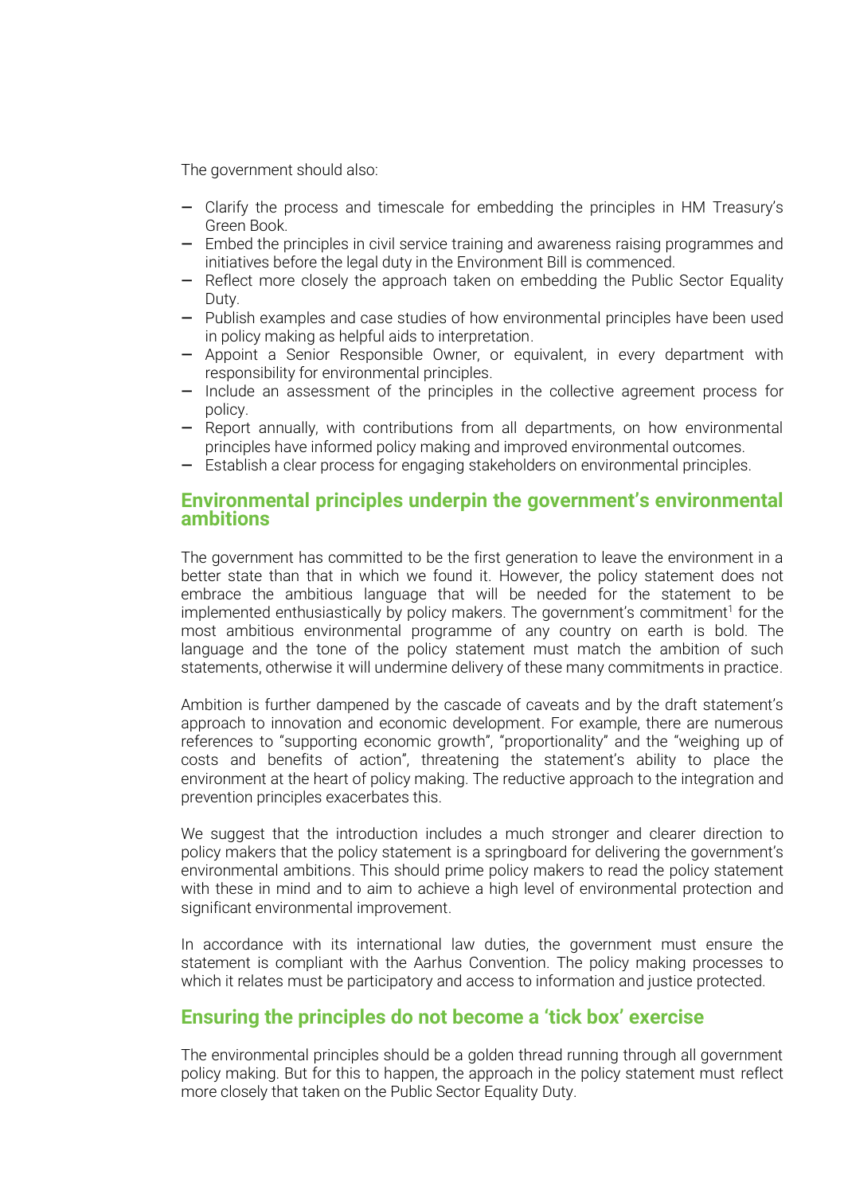The government should also:

- Clarify the process and timescale for embedding the principles in HM Treasury's Green Book.
- Embed the principles in civil service training and awareness raising programmes and initiatives before the legal duty in the Environment Bill is commenced.
- Reflect more closely the approach taken on embedding the Public Sector Equality Duty.
- Publish examples and case studies of how environmental principles have been used in policy making as helpful aids to interpretation.
- Appoint a Senior Responsible Owner, or equivalent, in every department with responsibility for environmental principles.
- Include an assessment of the principles in the collective agreement process for policy.
- Report annually, with contributions from all departments, on how environmental principles have informed policy making and improved environmental outcomes.
- Establish a clear process for engaging stakeholders on environmental principles.

## Environmental principles underpin the government's environmental ambitions

The government has committed to be the first generation to leave the environment in a better state than that in which we found it. However, the policy statement does not embrace the ambitious language that will be needed for the statement to be implemented enthusiastically by policy makers. The government's commitment[1] for the most ambitious environmental programme of any country on earth is bold. The language and the tone of the policy statement must match the ambition of such statements, otherwise it will undermine delivery of these many commitments in practice.

Ambition is further dampened by the cascade of caveats and by the draft statement's approach to innovation and economic development. For example, there are numerous references to "supporting economic growth", "proportionality" and the "weighing up of costs and benefits of action", threatening the statement's ability to place the environment at the heart of policy making. The reductive approach to the integration and prevention principles exacerbates this.

We suggest that the introduction includes a much stronger and clearer direction to policy makers that the policy statement is a springboard for delivering the government's environmental ambitions. This should prime policy makers to read the policy statement with these in mind and to aim to achieve a high level of environmental protection and significant environmental improvement.

In accordance with its international law duties, the government must ensure the statement is compliant with the Aarhus Convention. The policy making processes to which it relates must be participatory and access to information and justice protected.

## Ensuring the principles do not become a 'tick box' exercise

The environmental principles should be a golden thread running through all government policy making. But for this to happen, the approach in the policy statement must reflect more closely that taken on the Public Sector Equality Duty.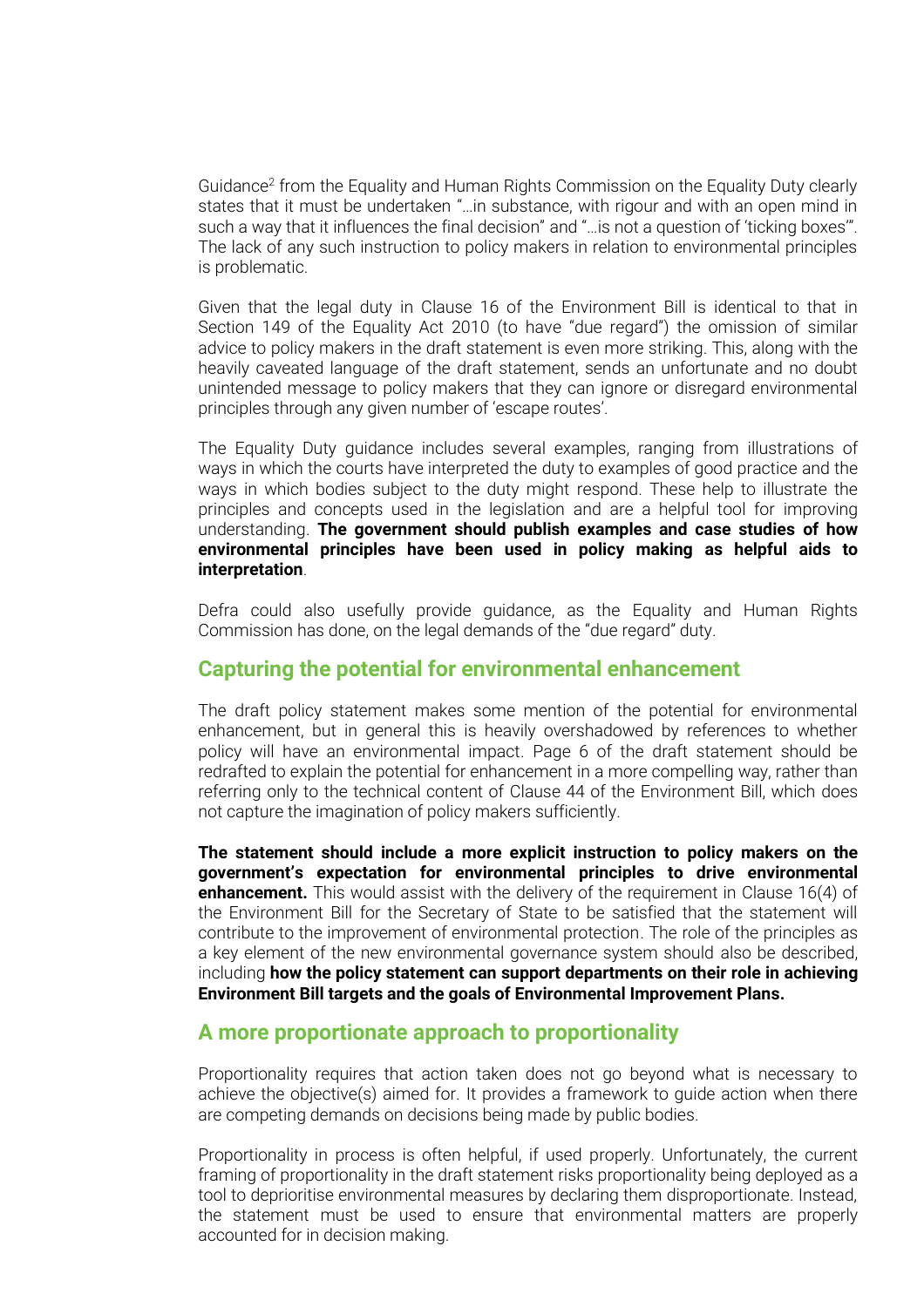Guidance[2] from the Equality and Human Rights Commission on the Equality Duty clearly states that it must be undertaken "…in substance, with rigour and with an open mind in such a way that it influences the final decision" and "…is not a question of 'ticking boxes'". The lack of any such instruction to policy makers in relation to environmental principles is problematic.

Given that the legal duty in Clause 16 of the Environment Bill is identical to that in Section 149 of the Equality Act 2010 (to have "due regard") the omission of similar advice to policy makers in the draft statement is even more striking. This, along with the heavily caveated language of the draft statement, sends an unfortunate and no doubt unintended message to policy makers that they can ignore or disregard environmental principles through any given number of 'escape routes'.

The Equality Duty guidance includes several examples, ranging from illustrations of ways in which the courts have interpreted the duty to examples of good practice and the ways in which bodies subject to the duty might respond. These help to illustrate the principles and concepts used in the legislation and are a helpful tool for improving understanding. **The government should publish examples and case studies of how environmental principles have been used in policy making as helpful aids to interpretation**.

Defra could also usefully provide guidance, as the Equality and Human Rights Commission has done, on the legal demands of the "due regard" duty.

## Capturing the potential for environmental enhancement

The draft policy statement makes some mention of the potential for environmental enhancement, but in general this is heavily overshadowed by references to whether policy will have an environmental impact. Page 6 of the draft statement should be redrafted to explain the potential for enhancement in a more compelling way, rather than referring only to the technical content of Clause 44 of the Environment Bill, which does not capture the imagination of policy makers sufficiently.

**The statement should include a more explicit instruction to policy makers on the government's expectation for environmental principles to drive environmental enhancement.** This would assist with the delivery of the requirement in Clause 16(4) of the Environment Bill for the Secretary of State to be satisfied that the statement will contribute to the improvement of environmental protection. The role of the principles as a key element of the new environmental governance system should also be described, including **how the policy statement can support departments on their role in achieving Environment Bill targets and the goals of Environmental Improvement Plans.**

## A more proportionate approach to proportionality

Proportionality requires that action taken does not go beyond what is necessary to achieve the objective(s) aimed for. It provides a framework to guide action when there are competing demands on decisions being made by public bodies.

Proportionality in process is often helpful, if used properly. Unfortunately, the current framing of proportionality in the draft statement risks proportionality being deployed as a tool to deprioritise environmental measures by declaring them disproportionate. Instead, the statement must be used to ensure that environmental matters are properly accounted for in decision making.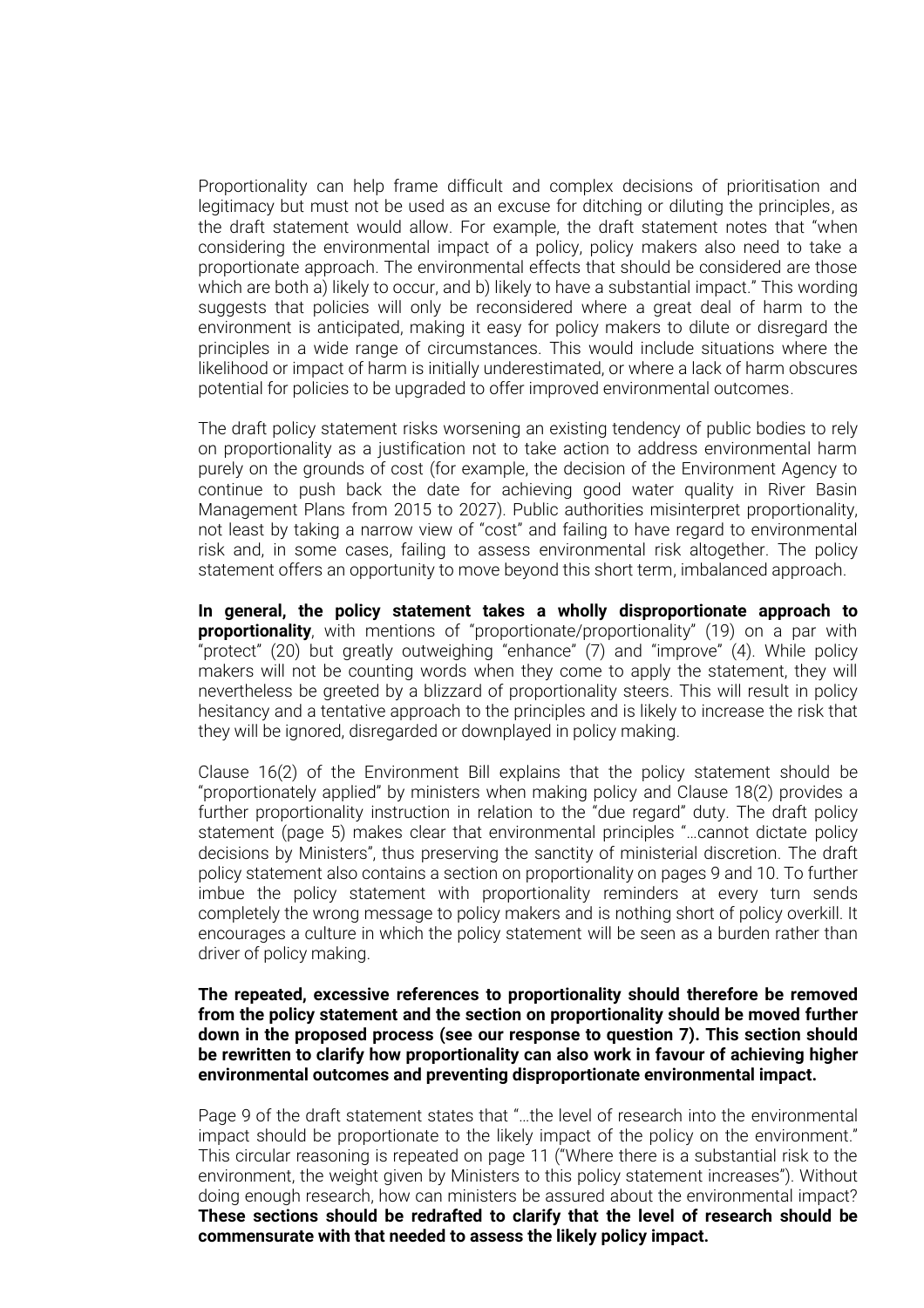Proportionality can help frame difficult and complex decisions of prioritisation and legitimacy but must not be used as an excuse for ditching or diluting the principles, as the draft statement would allow. For example, the draft statement notes that "when considering the environmental impact of a policy, policy makers also need to take a proportionate approach. The environmental effects that should be considered are those which are both a) likely to occur, and b) likely to have a substantial impact." This wording suggests that policies will only be reconsidered where a great deal of harm to the environment is anticipated, making it easy for policy makers to dilute or disregard the principles in a wide range of circumstances. This would include situations where the likelihood or impact of harm is initially underestimated, or where a lack of harm obscures potential for policies to be upgraded to offer improved environmental outcomes.

The draft policy statement risks worsening an existing tendency of public bodies to rely on proportionality as a justification not to take action to address environmental harm purely on the grounds of cost (for example, the decision of the Environment Agency to continue to push back the date for achieving good water quality in River Basin Management Plans from 2015 to 2027). Public authorities misinterpret proportionality, not least by taking a narrow view of "cost" and failing to have regard to environmental risk and, in some cases, failing to assess environmental risk altogether. The policy statement offers an opportunity to move beyond this short term, imbalanced approach.

**In general, the policy statement takes a wholly disproportionate approach to proportionality**, with mentions of "proportionate/proportionality" (19) on a par with "protect" (20) but greatly outweighing "enhance" (7) and "improve" (4). While policy makers will not be counting words when they come to apply the statement, they will nevertheless be greeted by a blizzard of proportionality steers. This will result in policy hesitancy and a tentative approach to the principles and is likely to increase the risk that they will be ignored, disregarded or downplayed in policy making.

Clause 16(2) of the Environment Bill explains that the policy statement should be "proportionately applied" by ministers when making policy and Clause 18(2) provides a further proportionality instruction in relation to the "due regard" duty. The draft policy statement (page 5) makes clear that environmental principles "…cannot dictate policy decisions by Ministers", thus preserving the sanctity of ministerial discretion. The draft policy statement also contains a section on proportionality on pages 9 and 10. To further imbue the policy statement with proportionality reminders at every turn sends completely the wrong message to policy makers and is nothing short of policy overkill. It encourages a culture in which the policy statement will be seen as a burden rather than driver of policy making.

**The repeated, excessive references to proportionality should therefore be removed from the policy statement and the section on proportionality should be moved further down in the proposed process (see our response to question 7). This section should be rewritten to clarify how proportionality can also work in favour of achieving higher environmental outcomes and preventing disproportionate environmental impact.**

Page 9 of the draft statement states that "…the level of research into the environmental impact should be proportionate to the likely impact of the policy on the environment." This circular reasoning is repeated on page 11 ("Where there is a substantial risk to the environment, the weight given by Ministers to this policy statement increases"). Without doing enough research, how can ministers be assured about the environmental impact? **These sections should be redrafted to clarify that the level of research should be commensurate with that needed to assess the likely policy impact.**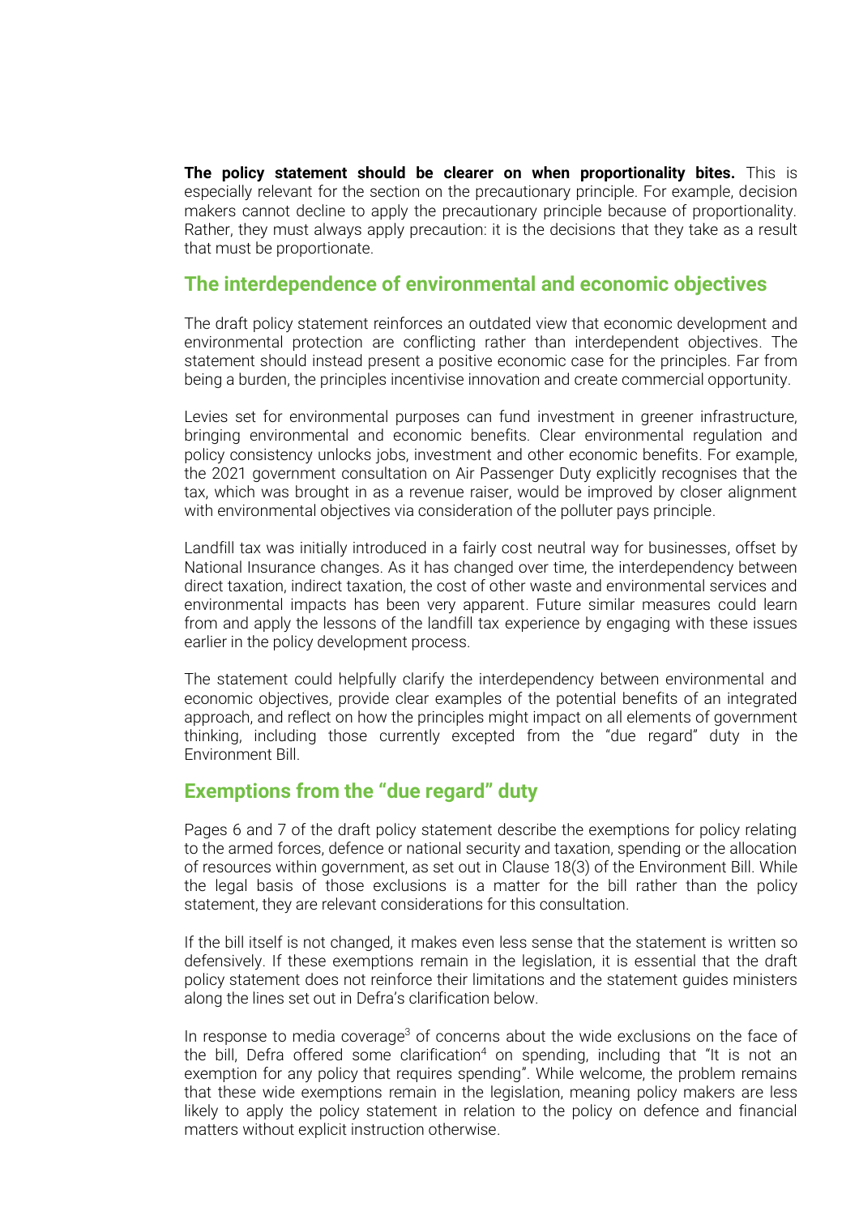**The policy statement should be clearer on when proportionality bites.** This is especially relevant for the section on the precautionary principle. For example, decision makers cannot decline to apply the precautionary principle because of proportionality. Rather, they must always apply precaution: it is the decisions that they take as a result that must be proportionate.

## The interdependence of environmental and economic objectives

The draft policy statement reinforces an outdated view that economic development and environmental protection are conflicting rather than interdependent objectives. The statement should instead present a positive economic case for the principles. Far from being a burden, the principles incentivise innovation and create commercial opportunity.

Levies set for environmental purposes can fund investment in greener infrastructure, bringing environmental and economic benefits. Clear environmental regulation and policy consistency unlocks jobs, investment and other economic benefits. For example, the 2021 government consultation on Air Passenger Duty explicitly recognises that the tax, which was brought in as a revenue raiser, would be improved by closer alignment with environmental objectives via consideration of the polluter pays principle.

Landfill tax was initially introduced in a fairly cost neutral way for businesses, offset by National Insurance changes. As it has changed over time, the interdependency between direct taxation, indirect taxation, the cost of other waste and environmental services and environmental impacts has been very apparent. Future similar measures could learn from and apply the lessons of the landfill tax experience by engaging with these issues earlier in the policy development process.

The statement could helpfully clarify the interdependency between environmental and economic objectives, provide clear examples of the potential benefits of an integrated approach, and reflect on how the principles might impact on all elements of government thinking, including those currently excepted from the "due regard" duty in the Environment Bill.

## Exemptions from the "due regard" duty

Pages 6 and 7 of the draft policy statement describe the exemptions for policy relating to the armed forces, defence or national security and taxation, spending or the allocation of resources within government, as set out in Clause 18(3) of the Environment Bill. While the legal basis of those exclusions is a matter for the bill rather than the policy statement, they are relevant considerations for this consultation.

If the bill itself is not changed, it makes even less sense that the statement is written so defensively. If these exemptions remain in the legislation, it is essential that the draft policy statement does not reinforce their limitations and the statement guides ministers along the lines set out in Defra's clarification below.

In response to media coverage[3] of concerns about the wide exclusions on the face of the bill, Defra offered some clarification[4] on spending, including that "It is not an exemption for any policy that requires spending". While welcome, the problem remains that these wide exemptions remain in the legislation, meaning policy makers are less likely to apply the policy statement in relation to the policy on defence and financial matters without explicit instruction otherwise.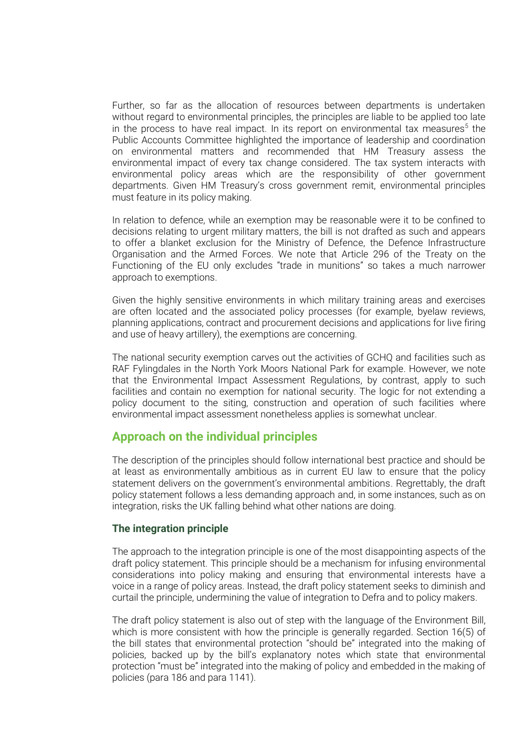Further, so far as the allocation of resources between departments is undertaken without regard to environmental principles, the principles are liable to be applied too late in the process to have real impact. In its report on environmental tax measures[5] the Public Accounts Committee highlighted the importance of leadership and coordination on environmental matters and recommended that HM Treasury assess the environmental impact of every tax change considered. The tax system interacts with environmental policy areas which are the responsibility of other government departments. Given HM Treasury's cross government remit, environmental principles must feature in its policy making.

In relation to defence, while an exemption may be reasonable were it to be confined to decisions relating to urgent military matters, the bill is not drafted as such and appears to offer a blanket exclusion for the Ministry of Defence, the Defence Infrastructure Organisation and the Armed Forces. We note that Article 296 of the Treaty on the Functioning of the EU only excludes "trade in munitions" so takes a much narrower approach to exemptions.

Given the highly sensitive environments in which military training areas and exercises are often located and the associated policy processes (for example, byelaw reviews, planning applications, contract and procurement decisions and applications for live firing and use of heavy artillery), the exemptions are concerning.

The national security exemption carves out the activities of GCHQ and facilities such as RAF Fylingdales in the North York Moors National Park for example. However, we note that the Environmental Impact Assessment Regulations, by contrast, apply to such facilities and contain no exemption for national security. The logic for not extending a policy document to the siting, construction and operation of such facilities where environmental impact assessment nonetheless applies is somewhat unclear.

## Approach on the individual principles

The description of the principles should follow international best practice and should be at least as environmentally ambitious as in current EU law to ensure that the policy statement delivers on the government's environmental ambitions. Regrettably, the draft policy statement follows a less demanding approach and, in some instances, such as on integration, risks the UK falling behind what other nations are doing.

### The integration principle

The approach to the integration principle is one of the most disappointing aspects of the draft policy statement. This principle should be a mechanism for infusing environmental considerations into policy making and ensuring that environmental interests have a voice in a range of policy areas. Instead, the draft policy statement seeks to diminish and curtail the principle, undermining the value of integration to Defra and to policy makers.

The draft policy statement is also out of step with the language of the Environment Bill, which is more consistent with how the principle is generally regarded. Section 16(5) of the bill states that environmental protection "should be" integrated into the making of policies, backed up by the bill's explanatory notes which state that environmental protection "must be" integrated into the making of policy and embedded in the making of policies (para 186 and para 1141).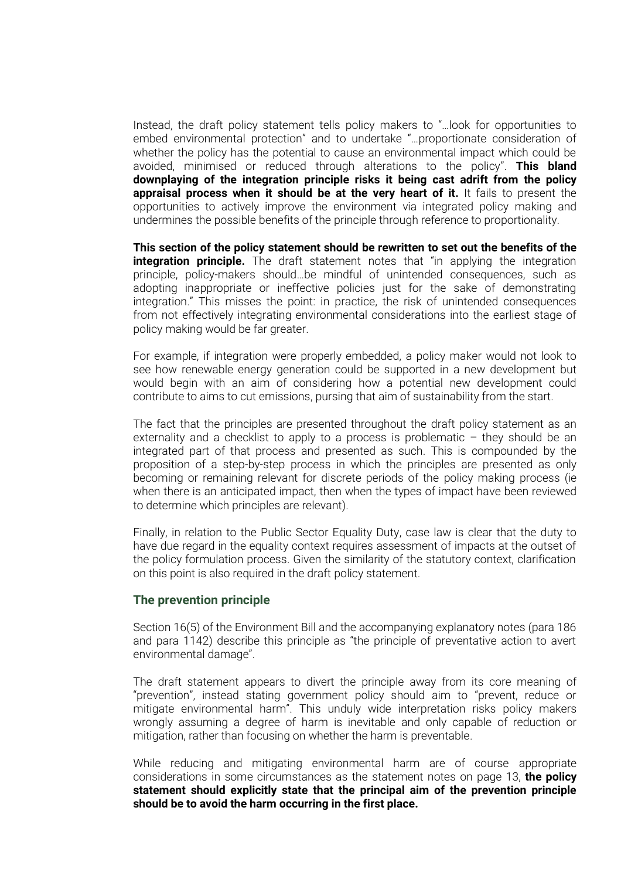Instead, the draft policy statement tells policy makers to "…look for opportunities to embed environmental protection" and to undertake "…proportionate consideration of whether the policy has the potential to cause an environmental impact which could be avoided, minimised or reduced through alterations to the policy". **This bland downplaying of the integration principle risks it being cast adrift from the policy appraisal process when it should be at the very heart of it.** It fails to present the opportunities to actively improve the environment via integrated policy making and undermines the possible benefits of the principle through reference to proportionality.

**This section of the policy statement should be rewritten to set out the benefits of the integration principle.** The draft statement notes that "in applying the integration principle, policy-makers should…be mindful of unintended consequences, such as adopting inappropriate or ineffective policies just for the sake of demonstrating integration." This misses the point: in practice, the risk of unintended consequences from not effectively integrating environmental considerations into the earliest stage of policy making would be far greater.

For example, if integration were properly embedded, a policy maker would not look to see how renewable energy generation could be supported in a new development but would begin with an aim of considering how a potential new development could contribute to aims to cut emissions, pursing that aim of sustainability from the start.

The fact that the principles are presented throughout the draft policy statement as an externality and a checklist to apply to a process is problematic – they should be an integrated part of that process and presented as such. This is compounded by the proposition of a step-by-step process in which the principles are presented as only becoming or remaining relevant for discrete periods of the policy making process (ie when there is an anticipated impact, then when the types of impact have been reviewed to determine which principles are relevant).

Finally, in relation to the Public Sector Equality Duty, case law is clear that the duty to have due regard in the equality context requires assessment of impacts at the outset of the policy formulation process. Given the similarity of the statutory context, clarification on this point is also required in the draft policy statement.

### The prevention principle

Section 16(5) of the Environment Bill and the accompanying explanatory notes (para 186 and para 1142) describe this principle as "the principle of preventative action to avert environmental damage".

The draft statement appears to divert the principle away from its core meaning of "prevention", instead stating government policy should aim to "prevent, reduce or mitigate environmental harm". This unduly wide interpretation risks policy makers wrongly assuming a degree of harm is inevitable and only capable of reduction or mitigation, rather than focusing on whether the harm is preventable.

While reducing and mitigating environmental harm are of course appropriate considerations in some circumstances as the statement notes on page 13, **the policy statement should explicitly state that the principal aim of the prevention principle should be to avoid the harm occurring in the first place.**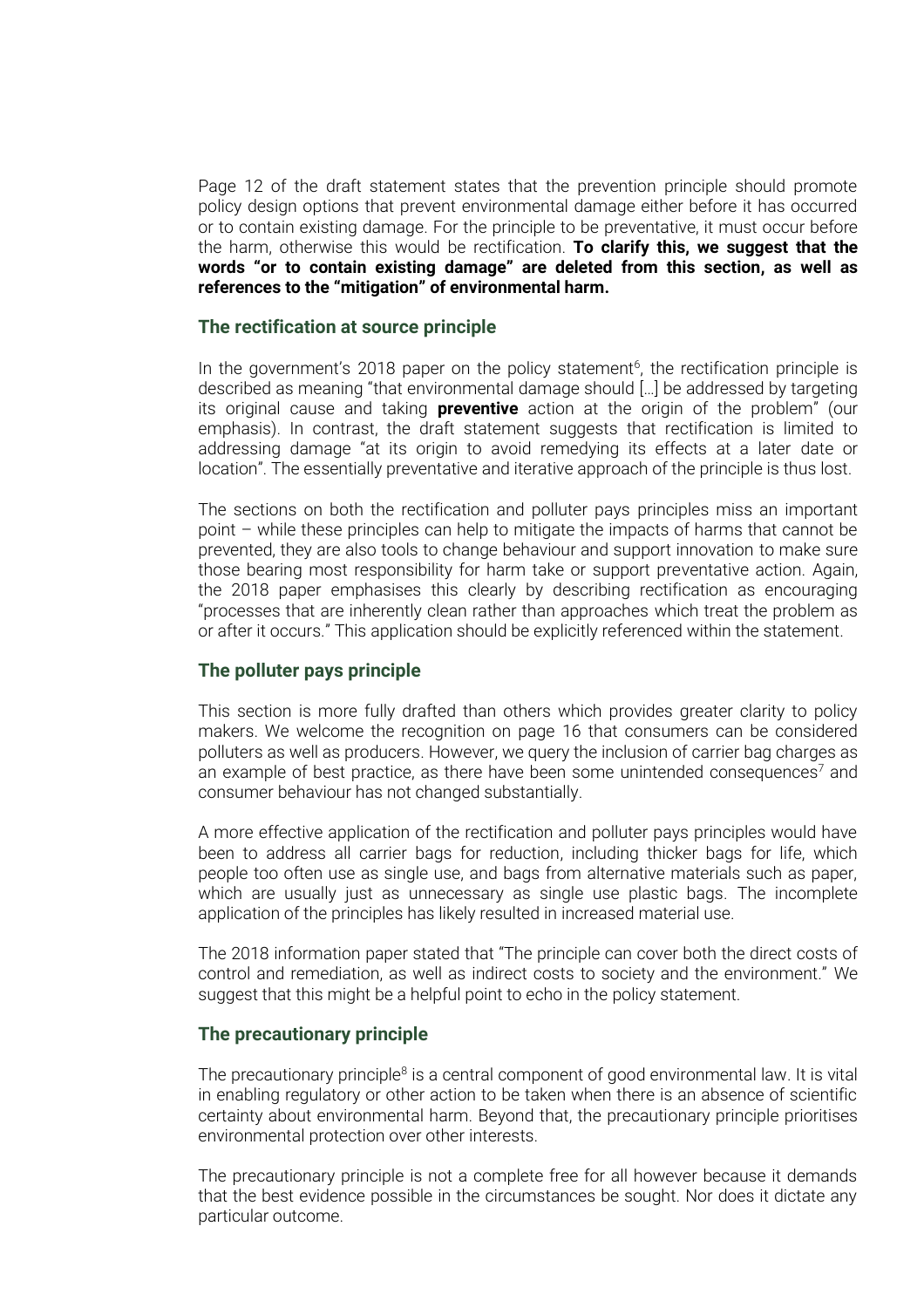Page 12 of the draft statement states that the prevention principle should promote policy design options that prevent environmental damage either before it has occurred or to contain existing damage. For the principle to be preventative, it must occur before the harm, otherwise this would be rectification. **To clarify this, we suggest that the words "or to contain existing damage" are deleted from this section, as well as references to the "mitigation" of environmental harm.**

### The rectification at source principle

In the government's 2018 paper on the policy statement[6], the rectification principle is described as meaning "that environmental damage should […] be addressed by targeting its original cause and taking **preventive** action at the origin of the problem" (our emphasis). In contrast, the draft statement suggests that rectification is limited to addressing damage "at its origin to avoid remedying its effects at a later date or location". The essentially preventative and iterative approach of the principle is thus lost.

The sections on both the rectification and polluter pays principles miss an important point – while these principles can help to mitigate the impacts of harms that cannot be prevented, they are also tools to change behaviour and support innovation to make sure those bearing most responsibility for harm take or support preventative action. Again, the 2018 paper emphasises this clearly by describing rectification as encouraging "processes that are inherently clean rather than approaches which treat the problem as or after it occurs." This application should be explicitly referenced within the statement.

### The polluter pays principle

This section is more fully drafted than others which provides greater clarity to policy makers. We welcome the recognition on page 16 that consumers can be considered polluters as well as producers. However, we query the inclusion of carrier bag charges as an example of best practice, as there have been some unintended consequences[7] and consumer behaviour has not changed substantially.

A more effective application of the rectification and polluter pays principles would have been to address all carrier bags for reduction, including thicker bags for life, which people too often use as single use, and bags from alternative materials such as paper, which are usually just as unnecessary as single use plastic bags. The incomplete application of the principles has likely resulted in increased material use.

The 2018 information paper stated that "The principle can cover both the direct costs of control and remediation, as well as indirect costs to society and the environment." We suggest that this might be a helpful point to echo in the policy statement.

### The precautionary principle

The precautionary principle[8] is a central component of good environmental law. It is vital in enabling regulatory or other action to be taken when there is an absence of scientific certainty about environmental harm. Beyond that, the precautionary principle prioritises environmental protection over other interests.

The precautionary principle is not a complete free for all however because it demands that the best evidence possible in the circumstances be sought. Nor does it dictate any particular outcome.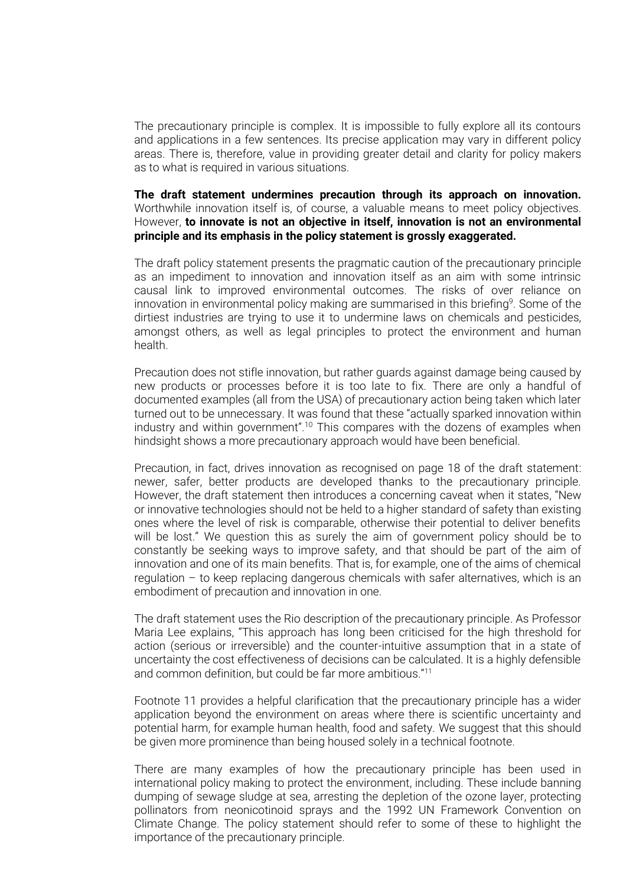The precautionary principle is complex. It is impossible to fully explore all its contours and applications in a few sentences. Its precise application may vary in different policy areas. There is, therefore, value in providing greater detail and clarity for policy makers as to what is required in various situations.

**The draft statement undermines precaution through its approach on innovation.** Worthwhile innovation itself is, of course, a valuable means to meet policy objectives. However, **to innovate is not an objective in itself, innovation is not an environmental principle and its emphasis in the policy statement is grossly exaggerated.**

The draft policy statement presents the pragmatic caution of the precautionary principle as an impediment to innovation and innovation itself as an aim with some intrinsic causal link to improved environmental outcomes. The risks of over reliance on innovation in environmental policy making are summarised in this briefing[9]. Some of the dirtiest industries are trying to use it to undermine laws on chemicals and pesticides, amongst others, as well as legal principles to protect the environment and human health.

Precaution does not stifle innovation, but rather guards against damage being caused by new products or processes before it is too late to fix. There are only a handful of documented examples (all from the USA) of precautionary action being taken which later turned out to be unnecessary. It was found that these "actually sparked innovation within industry and within government".[10] This compares with the dozens of examples when hindsight shows a more precautionary approach would have been beneficial.

Precaution, in fact, drives innovation as recognised on page 18 of the draft statement: newer, safer, better products are developed thanks to the precautionary principle. However, the draft statement then introduces a concerning caveat when it states, "New or innovative technologies should not be held to a higher standard of safety than existing ones where the level of risk is comparable, otherwise their potential to deliver benefits will be lost." We question this as surely the aim of government policy should be to constantly be seeking ways to improve safety, and that should be part of the aim of innovation and one of its main benefits. That is, for example, one of the aims of chemical regulation – to keep replacing dangerous chemicals with safer alternatives, which is an embodiment of precaution and innovation in one.

The draft statement uses the Rio description of the precautionary principle. As Professor Maria Lee explains, "This approach has long been criticised for the high threshold for action (serious or irreversible) and the counter-intuitive assumption that in a state of uncertainty the cost effectiveness of decisions can be calculated. It is a highly defensible and common definition, but could be far more ambitious."[11]

Footnote 11 provides a helpful clarification that the precautionary principle has a wider application beyond the environment on areas where there is scientific uncertainty and potential harm, for example human health, food and safety. We suggest that this should be given more prominence than being housed solely in a technical footnote.

There are many examples of how the precautionary principle has been used in international policy making to protect the environment, including. These include banning dumping of sewage sludge at sea, arresting the depletion of the ozone layer, protecting pollinators from neonicotinoid sprays and the 1992 UN Framework Convention on Climate Change. The policy statement should refer to some of these to highlight the importance of the precautionary principle.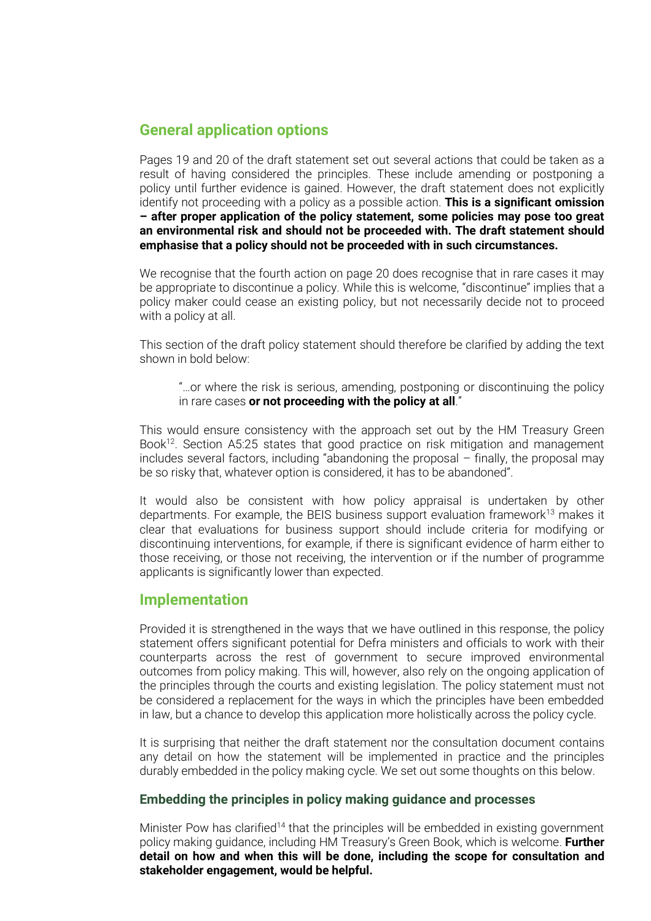## General application options

Pages 19 and 20 of the draft statement set out several actions that could be taken as a result of having considered the principles. These include amending or postponing a policy until further evidence is gained. However, the draft statement does not explicitly identify not proceeding with a policy as a possible action. **This is a significant omission – after proper application of the policy statement, some policies may pose too great an environmental risk and should not be proceeded with. The draft statement should emphasise that a policy should not be proceeded with in such circumstances.**

We recognise that the fourth action on page 20 does recognise that in rare cases it may be appropriate to discontinue a policy. While this is welcome, "discontinue" implies that a policy maker could cease an existing policy, but not necessarily decide not to proceed with a policy at all.

This section of the draft policy statement should therefore be clarified by adding the text shown in bold below:

> "…or where the risk is serious, amending, postponing or discontinuing the policy in rare cases **or not proceeding with the policy at all**."

This would ensure consistency with the approach set out by the HM Treasury Green Book[12]. Section A5:25 states that good practice on risk mitigation and management includes several factors, including "abandoning the proposal – finally, the proposal may be so risky that, whatever option is considered, it has to be abandoned".

It would also be consistent with how policy appraisal is undertaken by other departments. For example, the BEIS business support evaluation framework[13] makes it clear that evaluations for business support should include criteria for modifying or discontinuing interventions, for example, if there is significant evidence of harm either to those receiving, or those not receiving, the intervention or if the number of programme applicants is significantly lower than expected.

## Implementation

Provided it is strengthened in the ways that we have outlined in this response, the policy statement offers significant potential for Defra ministers and officials to work with their counterparts across the rest of government to secure improved environmental outcomes from policy making. This will, however, also rely on the ongoing application of the principles through the courts and existing legislation. The policy statement must not be considered a replacement for the ways in which the principles have been embedded in law, but a chance to develop this application more holistically across the policy cycle.

It is surprising that neither the draft statement nor the consultation document contains any detail on how the statement will be implemented in practice and the principles durably embedded in the policy making cycle. We set out some thoughts on this below.

### Embedding the principles in policy making guidance and processes

Minister Pow has clarified[14] that the principles will be embedded in existing government policy making guidance, including HM Treasury's Green Book, which is welcome. **Further detail on how and when this will be done, including the scope for consultation and stakeholder engagement, would be helpful.**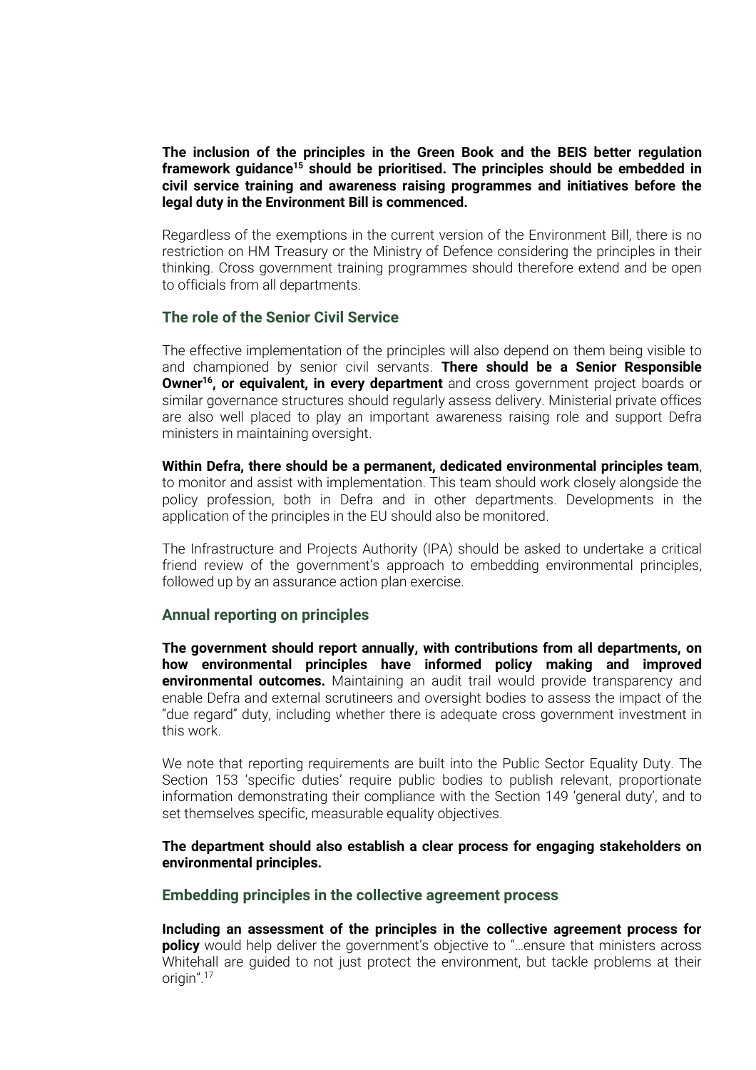**The inclusion of the principles in the Green Book and the BEIS better regulation framework guidance[15] should be prioritised. The principles should be embedded in civil service training and awareness raising programmes and initiatives before the legal duty in the Environment Bill is commenced.**

Regardless of the exemptions in the current version of the Environment Bill, there is no restriction on HM Treasury or the Ministry of Defence considering the principles in their thinking. Cross government training programmes should therefore extend and be open to officials from all departments.

### The role of the Senior Civil Service

The effective implementation of the principles will also depend on them being visible to and championed by senior civil servants. **There should be a Senior Responsible Owner[16], or equivalent, in every department** and cross government project boards or similar governance structures should regularly assess delivery. Ministerial private offices are also well placed to play an important awareness raising role and support Defra ministers in maintaining oversight.

**Within Defra, there should be a permanent, dedicated environmental principles team**, to monitor and assist with implementation. This team should work closely alongside the policy profession, both in Defra and in other departments. Developments in the application of the principles in the EU should also be monitored.

The Infrastructure and Projects Authority (IPA) should be asked to undertake a critical friend review of the government's approach to embedding environmental principles, followed up by an assurance action plan exercise.

### Annual reporting on principles

**The government should report annually, with contributions from all departments, on how environmental principles have informed policy making and improved environmental outcomes.** Maintaining an audit trail would provide transparency and enable Defra and external scrutineers and oversight bodies to assess the impact of the "due regard" duty, including whether there is adequate cross government investment in this work.

We note that reporting requirements are built into the Public Sector Equality Duty. The Section 153 'specific duties' require public bodies to publish relevant, proportionate information demonstrating their compliance with the Section 149 'general duty', and to set themselves specific, measurable equality objectives.

**The department should also establish a clear process for engaging stakeholders on environmental principles.**

### Embedding principles in the collective agreement process

**Including an assessment of the principles in the collective agreement process for policy** would help deliver the government's objective to "…ensure that ministers across Whitehall are guided to not just protect the environment, but tackle problems at their origin".[17]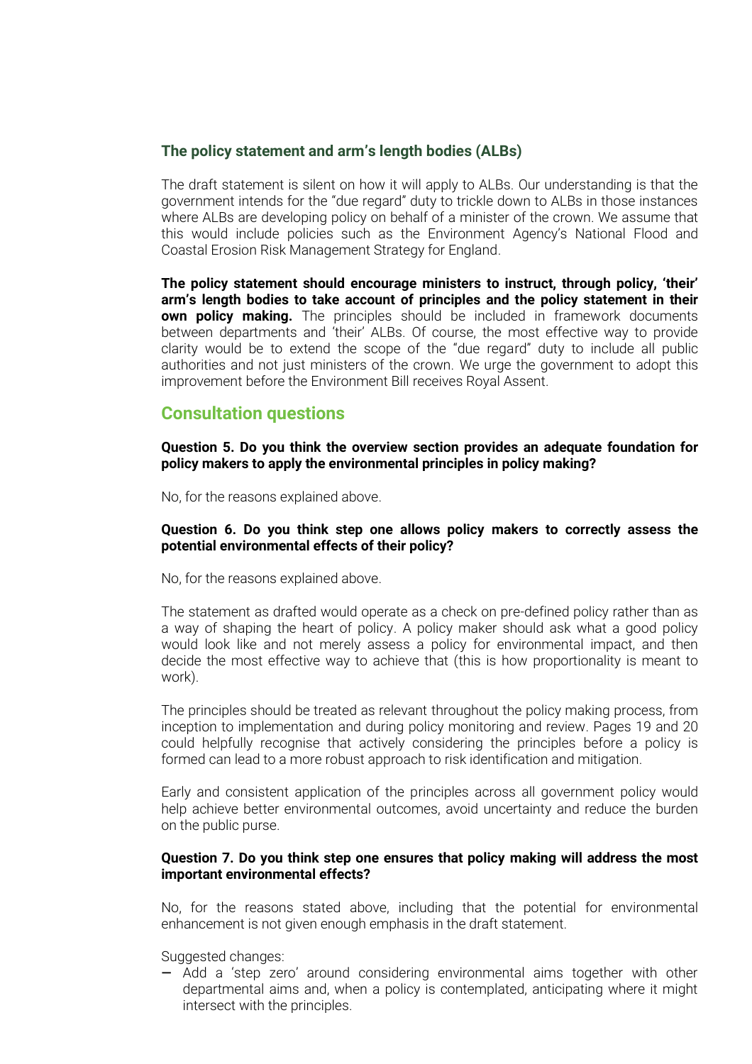### The policy statement and arm's length bodies (ALBs)

The draft statement is silent on how it will apply to ALBs. Our understanding is that the government intends for the "due regard" duty to trickle down to ALBs in those instances where ALBs are developing policy on behalf of a minister of the crown. We assume that this would include policies such as the Environment Agency's National Flood and Coastal Erosion Risk Management Strategy for England.

**The policy statement should encourage ministers to instruct, through policy, 'their' arm's length bodies to take account of principles and the policy statement in their own policy making.** The principles should be included in framework documents between departments and 'their' ALBs. Of course, the most effective way to provide clarity would be to extend the scope of the "due regard" duty to include all public authorities and not just ministers of the crown. We urge the government to adopt this improvement before the Environment Bill receives Royal Assent.

## Consultation questions

**Question 5. Do you think the overview section provides an adequate foundation for policy makers to apply the environmental principles in policy making?**

No, for the reasons explained above.

**Question 6. Do you think step one allows policy makers to correctly assess the potential environmental effects of their policy?**

No, for the reasons explained above.

The statement as drafted would operate as a check on pre-defined policy rather than as a way of shaping the heart of policy. A policy maker should ask what a good policy would look like and not merely assess a policy for environmental impact, and then decide the most effective way to achieve that (this is how proportionality is meant to work).

The principles should be treated as relevant throughout the policy making process, from inception to implementation and during policy monitoring and review. Pages 19 and 20 could helpfully recognise that actively considering the principles before a policy is formed can lead to a more robust approach to risk identification and mitigation.

Early and consistent application of the principles across all government policy would help achieve better environmental outcomes, avoid uncertainty and reduce the burden on the public purse.

**Question 7. Do you think step one ensures that policy making will address the most important environmental effects?**

No, for the reasons stated above, including that the potential for environmental enhancement is not given enough emphasis in the draft statement.

Suggested changes:

- Add a 'step zero' around considering environmental aims together with other departmental aims and, when a policy is contemplated, anticipating where it might intersect with the principles.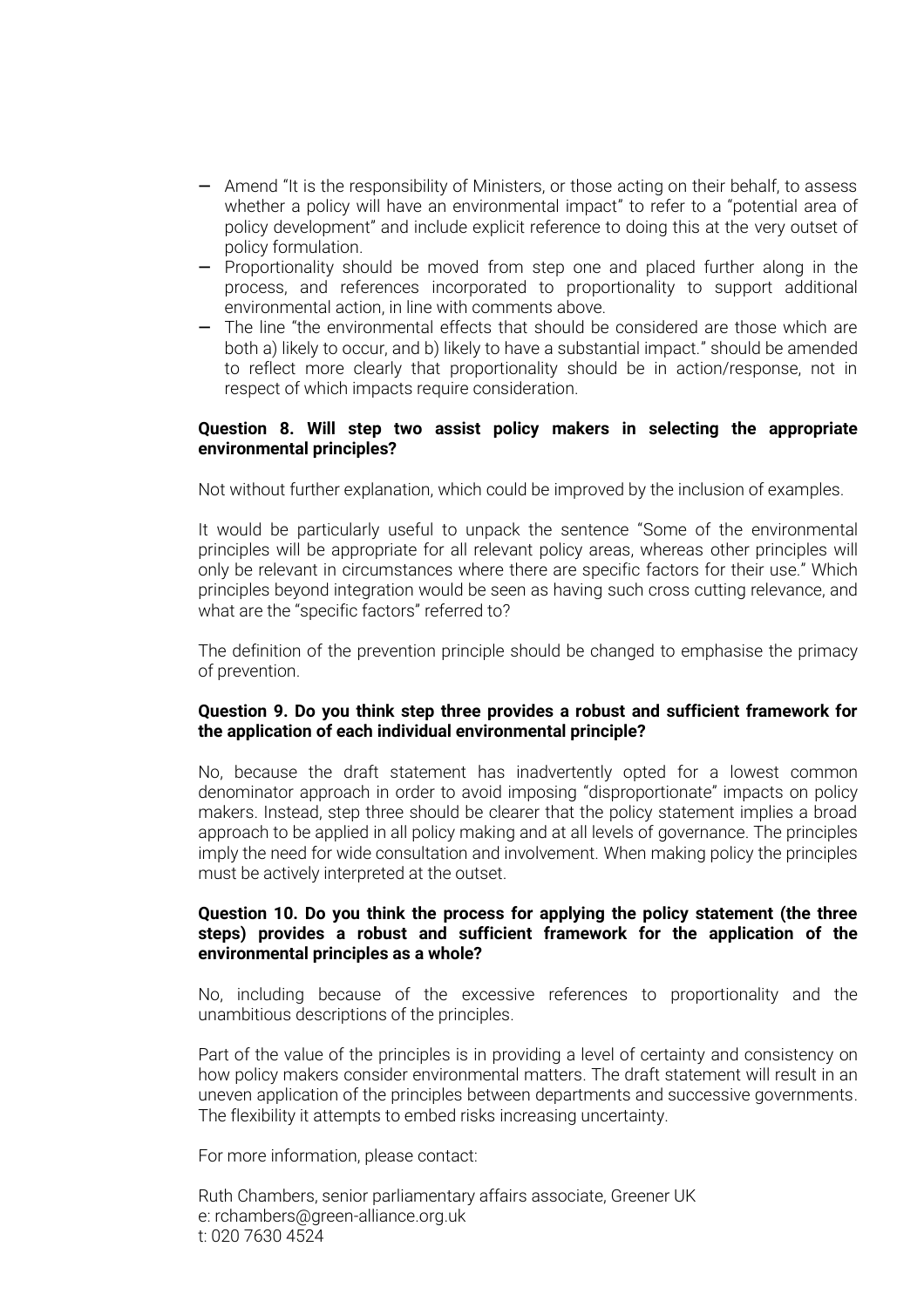- Amend "It is the responsibility of Ministers, or those acting on their behalf, to assess whether a policy will have an environmental impact" to refer to a "potential area of policy development" and include explicit reference to doing this at the very outset of policy formulation.
- Proportionality should be moved from step one and placed further along in the process, and references incorporated to proportionality to support additional environmental action, in line with comments above.
- The line "the environmental effects that should be considered are those which are both a) likely to occur, and b) likely to have a substantial impact." should be amended to reflect more clearly that proportionality should be in action/response, not in respect of which impacts require consideration.

**Question 8. Will step two assist policy makers in selecting the appropriate environmental principles?**

Not without further explanation, which could be improved by the inclusion of examples.

It would be particularly useful to unpack the sentence "Some of the environmental principles will be appropriate for all relevant policy areas, whereas other principles will only be relevant in circumstances where there are specific factors for their use." Which principles beyond integration would be seen as having such cross cutting relevance, and what are the "specific factors" referred to?

The definition of the prevention principle should be changed to emphasise the primacy of prevention.

**Question 9. Do you think step three provides a robust and sufficient framework for the application of each individual environmental principle?**

No, because the draft statement has inadvertently opted for a lowest common denominator approach in order to avoid imposing "disproportionate" impacts on policy makers. Instead, step three should be clearer that the policy statement implies a broad approach to be applied in all policy making and at all levels of governance. The principles imply the need for wide consultation and involvement. When making policy the principles must be actively interpreted at the outset.

**Question 10. Do you think the process for applying the policy statement (the three steps) provides a robust and sufficient framework for the application of the environmental principles as a whole?**

No, including because of the excessive references to proportionality and the unambitious descriptions of the principles.

Part of the value of the principles is in providing a level of certainty and consistency on how policy makers consider environmental matters. The draft statement will result in an uneven application of the principles between departments and successive governments. The flexibility it attempts to embed risks increasing uncertainty.

For more information, please contact:

Ruth Chambers, senior parliamentary affairs associate, Greener UK
e: rchambers@green-alliance.org.uk
t: 020 7630 4524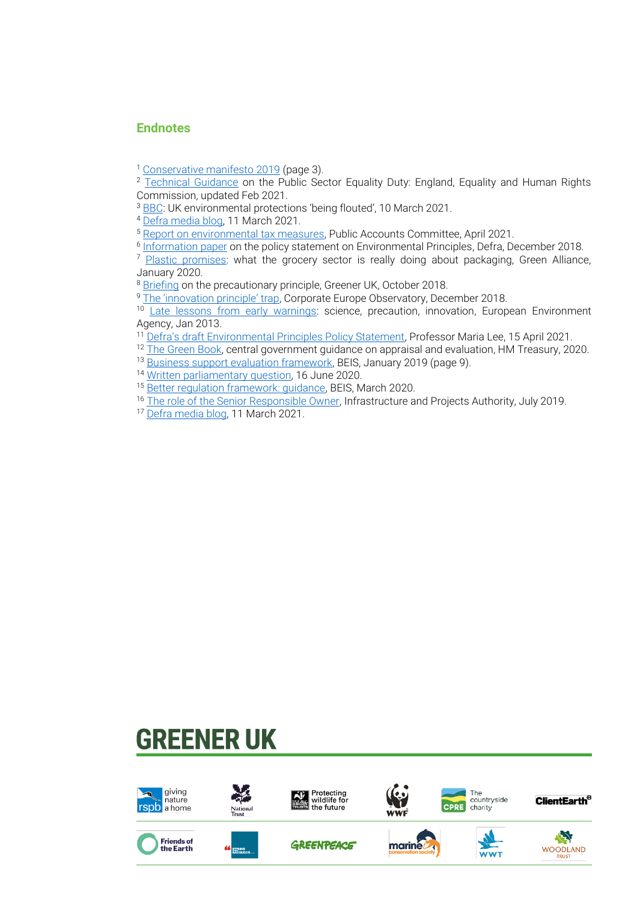## Endnotes

[1] Conservative manifesto 2019 (page 3).
[2] Technical Guidance on the Public Sector Equality Duty: England, Equality and Human Rights Commission, updated Feb 2021.
[3] BBC: UK environmental protections 'being flouted', 10 March 2021.
[4] Defra media blog, 11 March 2021.
[5] Report on environmental tax measures, Public Accounts Committee, April 2021.
[6] Information paper on the policy statement on Environmental Principles, Defra, December 2018.
[7] Plastic promises: what the grocery sector is really doing about packaging, Green Alliance, January 2020.
[8] Briefing on the precautionary principle, Greener UK, October 2018.
[9] The 'innovation principle' trap, Corporate Europe Observatory, December 2018.
[10] Late lessons from early warnings: science, precaution, innovation, European Environment Agency, Jan 2013.
[11] Defra's draft Environmental Principles Policy Statement, Professor Maria Lee, 15 April 2021.
[12] The Green Book, central government guidance on appraisal and evaluation, HM Treasury, 2020.
[13] Business support evaluation framework, BEIS, January 2019 (page 9).
[14] Written parliamentary question, 16 June 2020.
[15] Better regulation framework: guidance, BEIS, March 2020.
[16] The role of the Senior Responsible Owner, Infrastructure and Projects Authority, July 2019.
[17] Defra media blog, 11 March 2021.

GREENER UK